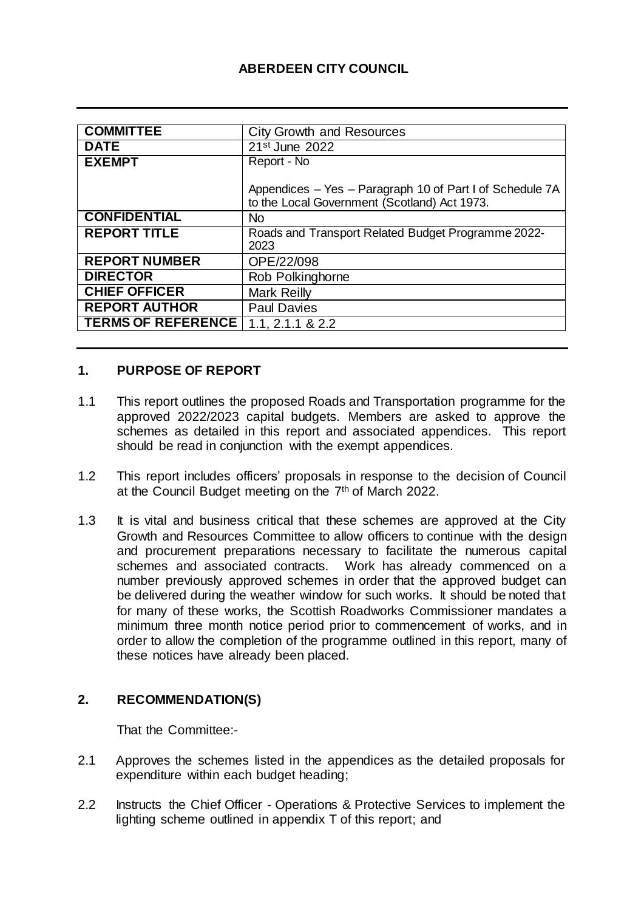**ABERDEEN CITY COUNCIL**

| COMMITTEE | City Growth and Resources |
| --- | --- |
| DATE | 21st June 2022 |
| EXEMPT | Report - No<br><br>Appendices – Yes – Paragraph 10 of Part I of Schedule 7A to the Local Government (Scotland) Act 1973. |
| CONFIDENTIAL | No |
| REPORT TITLE | Roads and Transport Related Budget Programme 2022-2023 |
| REPORT NUMBER | OPE/22/098 |
| DIRECTOR | Rob Polkinghorne |
| CHIEF OFFICER | Mark Reilly |
| REPORT AUTHOR | Paul Davies |
| TERMS OF REFERENCE | 1.1, 2.1.1 & 2.2 |

## 1. PURPOSE OF REPORT

1.1 This report outlines the proposed Roads and Transportation programme for the approved 2022/2023 capital budgets. Members are asked to approve the schemes as detailed in this report and associated appendices. This report should be read in conjunction with the exempt appendices.

1.2 This report includes officers' proposals in response to the decision of Council at the Council Budget meeting on the 7th of March 2022.

1.3 It is vital and business critical that these schemes are approved at the City Growth and Resources Committee to allow officers to continue with the design and procurement preparations necessary to facilitate the numerous capital schemes and associated contracts. Work has already commenced on a number previously approved schemes in order that the approved budget can be delivered during the weather window for such works. It should be noted that for many of these works, the Scottish Roadworks Commissioner mandates a minimum three month notice period prior to commencement of works, and in order to allow the completion of the programme outlined in this report, many of these notices have already been placed.

## 2. RECOMMENDATION(S)

That the Committee:-

2.1 Approves the schemes listed in the appendices as the detailed proposals for expenditure within each budget heading;

2.2 Instructs the Chief Officer - Operations & Protective Services to implement the lighting scheme outlined in appendix T of this report; and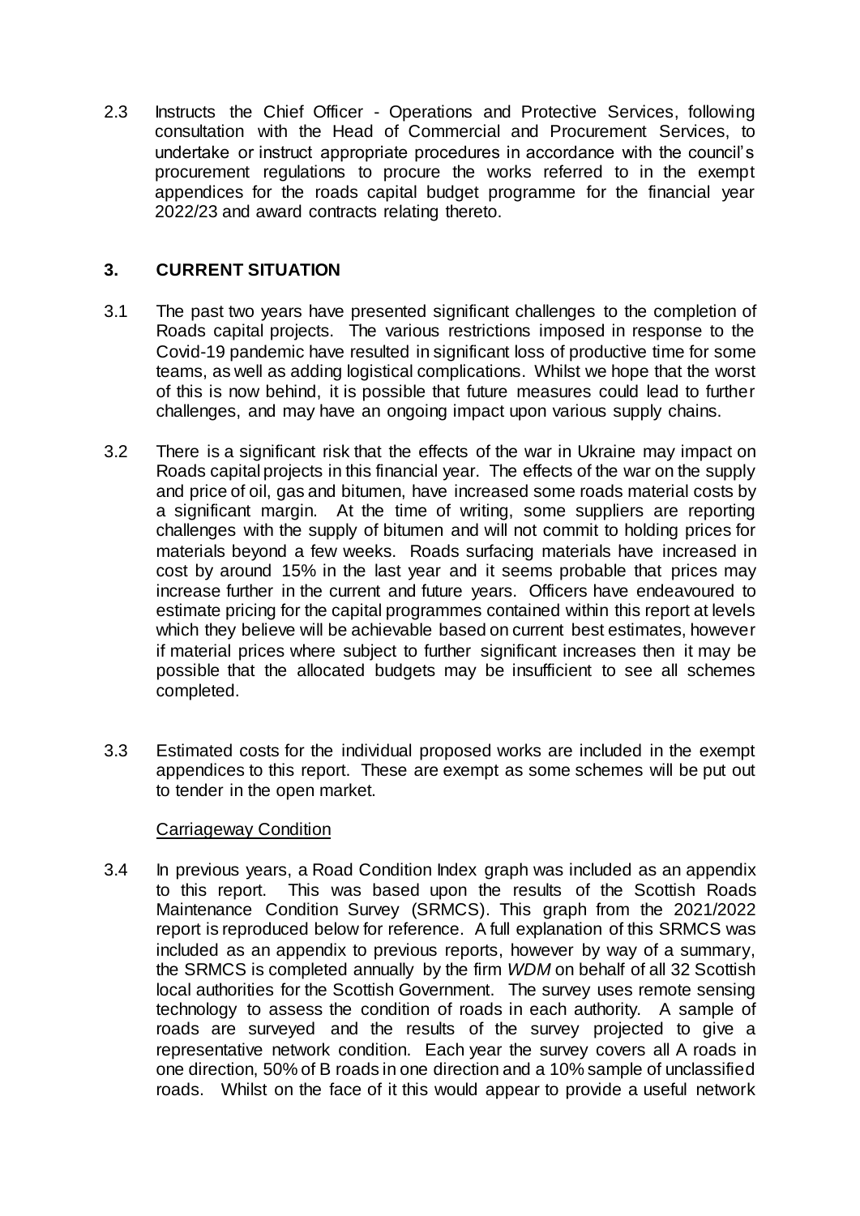2.3 Instructs the Chief Officer - Operations and Protective Services, following consultation with the Head of Commercial and Procurement Services, to undertake or instruct appropriate procedures in accordance with the council's procurement regulations to procure the works referred to in the exempt appendices for the roads capital budget programme for the financial year 2022/23 and award contracts relating thereto.

## 3. CURRENT SITUATION

3.1 The past two years have presented significant challenges to the completion of Roads capital projects. The various restrictions imposed in response to the Covid-19 pandemic have resulted in significant loss of productive time for some teams, as well as adding logistical complications. Whilst we hope that the worst of this is now behind, it is possible that future measures could lead to further challenges, and may have an ongoing impact upon various supply chains.

3.2 There is a significant risk that the effects of the war in Ukraine may impact on Roads capital projects in this financial year. The effects of the war on the supply and price of oil, gas and bitumen, have increased some roads material costs by a significant margin. At the time of writing, some suppliers are reporting challenges with the supply of bitumen and will not commit to holding prices for materials beyond a few weeks. Roads surfacing materials have increased in cost by around 15% in the last year and it seems probable that prices may increase further in the current and future years. Officers have endeavoured to estimate pricing for the capital programmes contained within this report at levels which they believe will be achievable based on current best estimates, however if material prices where subject to further significant increases then it may be possible that the allocated budgets may be insufficient to see all schemes completed.

3.3 Estimated costs for the individual proposed works are included in the exempt appendices to this report. These are exempt as some schemes will be put out to tender in the open market.

<u>Carriageway Condition</u>

3.4 In previous years, a Road Condition Index graph was included as an appendix to this report. This was based upon the results of the Scottish Roads Maintenance Condition Survey (SRMCS). This graph from the 2021/2022 report is reproduced below for reference. A full explanation of this SRMCS was included as an appendix to previous reports, however by way of a summary, the SRMCS is completed annually by the firm *WDM* on behalf of all 32 Scottish local authorities for the Scottish Government. The survey uses remote sensing technology to assess the condition of roads in each authority. A sample of roads are surveyed and the results of the survey projected to give a representative network condition. Each year the survey covers all A roads in one direction, 50% of B roads in one direction and a 10% sample of unclassified roads. Whilst on the face of it this would appear to provide a useful network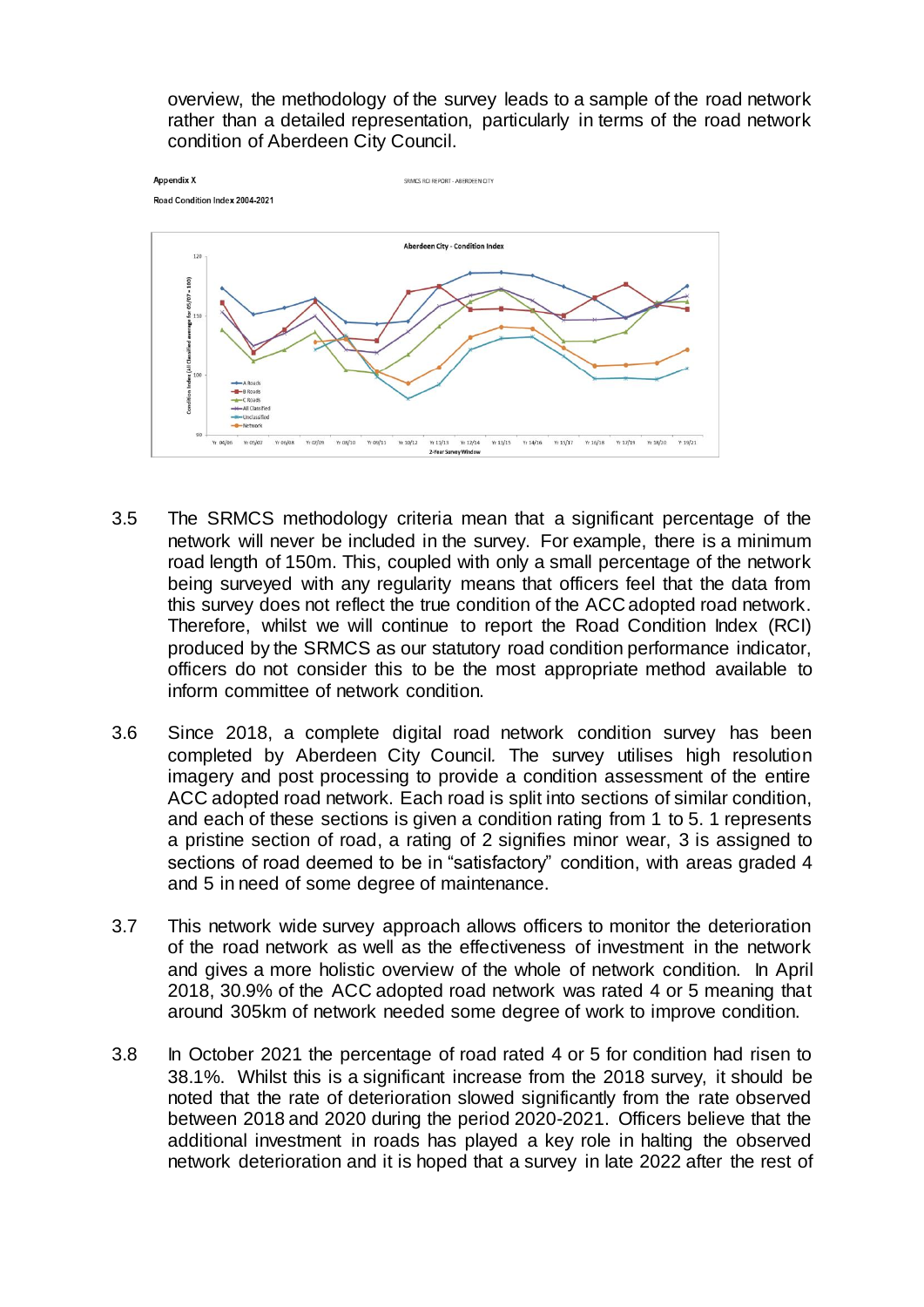overview, the methodology of the survey leads to a sample of the road network rather than a detailed representation, particularly in terms of the road network condition of Aberdeen City Council.

**Appendix X** SRMCS RCI REPORT - ABERDEEN CITY

**Road Condition Index 2004-2021**

3.5 The SRMCS methodology criteria mean that a significant percentage of the network will never be included in the survey. For example, there is a minimum road length of 150m. This, coupled with only a small percentage of the network being surveyed with any regularity means that officers feel that the data from this survey does not reflect the true condition of the ACC adopted road network. Therefore, whilst we will continue to report the Road Condition Index (RCI) produced by the SRMCS as our statutory road condition performance indicator, officers do not consider this to be the most appropriate method available to inform committee of network condition.

3.6 Since 2018, a complete digital road network condition survey has been completed by Aberdeen City Council. The survey utilises high resolution imagery and post processing to provide a condition assessment of the entire ACC adopted road network. Each road is split into sections of similar condition, and each of these sections is given a condition rating from 1 to 5. 1 represents a pristine section of road, a rating of 2 signifies minor wear, 3 is assigned to sections of road deemed to be in "satisfactory" condition, with areas graded 4 and 5 in need of some degree of maintenance.

3.7 This network wide survey approach allows officers to monitor the deterioration of the road network as well as the effectiveness of investment in the network and gives a more holistic overview of the whole of network condition. In April 2018, 30.9% of the ACC adopted road network was rated 4 or 5 meaning that around 305km of network needed some degree of work to improve condition.

3.8 In October 2021 the percentage of road rated 4 or 5 for condition had risen to 38.1%. Whilst this is a significant increase from the 2018 survey, it should be noted that the rate of deterioration slowed significantly from the rate observed between 2018 and 2020 during the period 2020-2021. Officers believe that the additional investment in roads has played a key role in halting the observed network deterioration and it is hoped that a survey in late 2022 after the rest of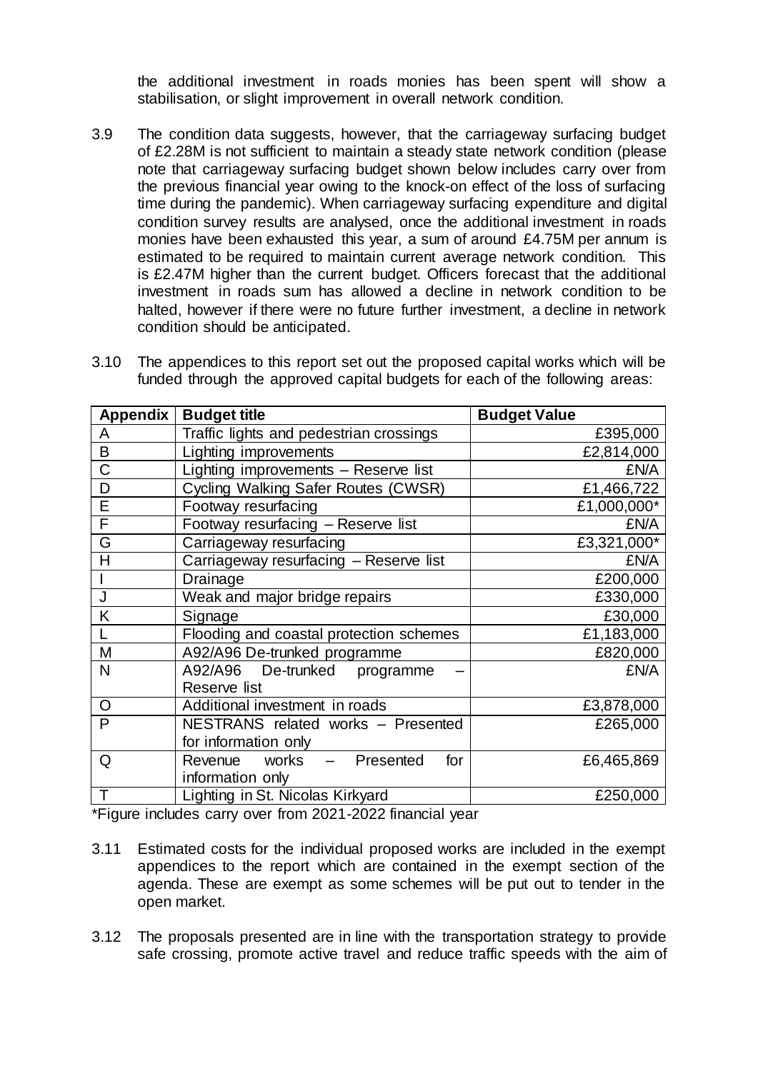the additional investment in roads monies has been spent will show a stabilisation, or slight improvement in overall network condition.

3.9 The condition data suggests, however, that the carriageway surfacing budget of £2.28M is not sufficient to maintain a steady state network condition (please note that carriageway surfacing budget shown below includes carry over from the previous financial year owing to the knock-on effect of the loss of surfacing time during the pandemic). When carriageway surfacing expenditure and digital condition survey results are analysed, once the additional investment in roads monies have been exhausted this year, a sum of around £4.75M per annum is estimated to be required to maintain current average network condition. This is £2.47M higher than the current budget. Officers forecast that the additional investment in roads sum has allowed a decline in network condition to be halted, however if there were no future further investment, a decline in network condition should be anticipated.

3.10 The appendices to this report set out the proposed capital works which will be funded through the approved capital budgets for each of the following areas:

| Appendix | Budget title | Budget Value |
|---|---|---|
| A | Traffic lights and pedestrian crossings | £395,000 |
| B | Lighting improvements | £2,814,000 |
| C | Lighting improvements – Reserve list | £N/A |
| D | Cycling Walking Safer Routes (CWSR) | £1,466,722 |
| E | Footway resurfacing | £1,000,000* |
| F | Footway resurfacing – Reserve list | £N/A |
| G | Carriageway resurfacing | £3,321,000* |
| H | Carriageway resurfacing – Reserve list | £N/A |
| I | Drainage | £200,000 |
| J | Weak and major bridge repairs | £330,000 |
| K | Signage | £30,000 |
| L | Flooding and coastal protection schemes | £1,183,000 |
| M | A92/A96 De-trunked programme | £820,000 |
| N | A92/A96 De-trunked programme – Reserve list | £N/A |
| O | Additional investment in roads | £3,878,000 |
| P | NESTRANS related works – Presented for information only | £265,000 |
| Q | Revenue works – Presented for information only | £6,465,869 |
| T | Lighting in St. Nicolas Kirkyard | £250,000 |

*Figure includes carry over from 2021-2022 financial year

3.11 Estimated costs for the individual proposed works are included in the exempt appendices to the report which are contained in the exempt section of the agenda. These are exempt as some schemes will be put out to tender in the open market.

3.12 The proposals presented are in line with the transportation strategy to provide safe crossing, promote active travel and reduce traffic speeds with the aim of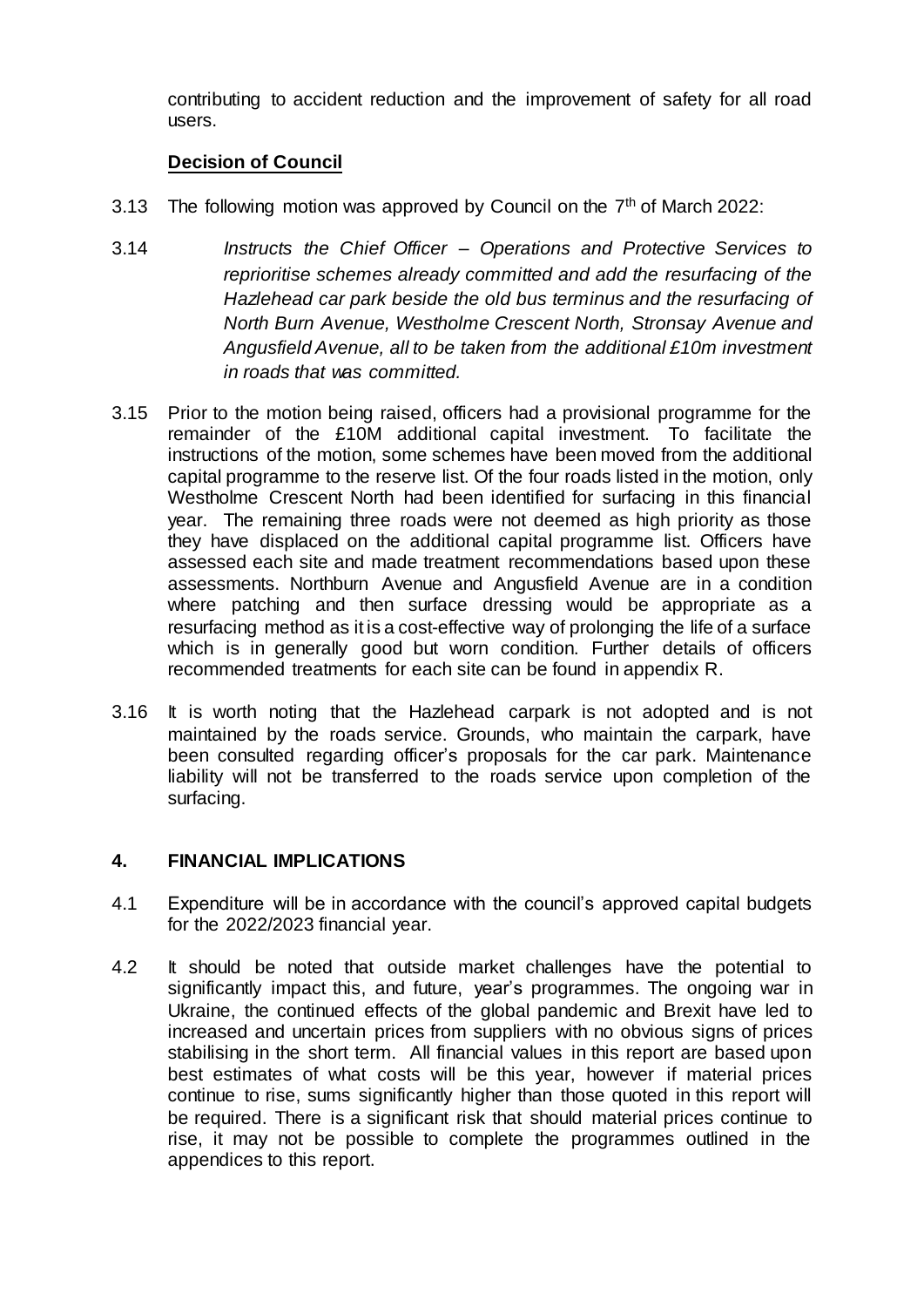contributing to accident reduction and the improvement of safety for all road users.

**Decision of Council**

3.13 The following motion was approved by Council on the 7th of March 2022:

3.14 *Instructs the Chief Officer – Operations and Protective Services to reprioritise schemes already committed and add the resurfacing of the Hazlehead car park beside the old bus terminus and the resurfacing of North Burn Avenue, Westholme Crescent North, Stronsay Avenue and Angusfield Avenue, all to be taken from the additional £10m investment in roads that was committed.*

3.15 Prior to the motion being raised, officers had a provisional programme for the remainder of the £10M additional capital investment. To facilitate the instructions of the motion, some schemes have been moved from the additional capital programme to the reserve list. Of the four roads listed in the motion, only Westholme Crescent North had been identified for surfacing in this financial year. The remaining three roads were not deemed as high priority as those they have displaced on the additional capital programme list. Officers have assessed each site and made treatment recommendations based upon these assessments. Northburn Avenue and Angusfield Avenue are in a condition where patching and then surface dressing would be appropriate as a resurfacing method as it is a cost-effective way of prolonging the life of a surface which is in generally good but worn condition. Further details of officers recommended treatments for each site can be found in appendix R.

3.16 It is worth noting that the Hazlehead carpark is not adopted and is not maintained by the roads service. Grounds, who maintain the carpark, have been consulted regarding officer's proposals for the car park. Maintenance liability will not be transferred to the roads service upon completion of the surfacing.

## 4. FINANCIAL IMPLICATIONS

4.1 Expenditure will be in accordance with the council's approved capital budgets for the 2022/2023 financial year.

4.2 It should be noted that outside market challenges have the potential to significantly impact this, and future, year's programmes. The ongoing war in Ukraine, the continued effects of the global pandemic and Brexit have led to increased and uncertain prices from suppliers with no obvious signs of prices stabilising in the short term. All financial values in this report are based upon best estimates of what costs will be this year, however if material prices continue to rise, sums significantly higher than those quoted in this report will be required. There is a significant risk that should material prices continue to rise, it may not be possible to complete the programmes outlined in the appendices to this report.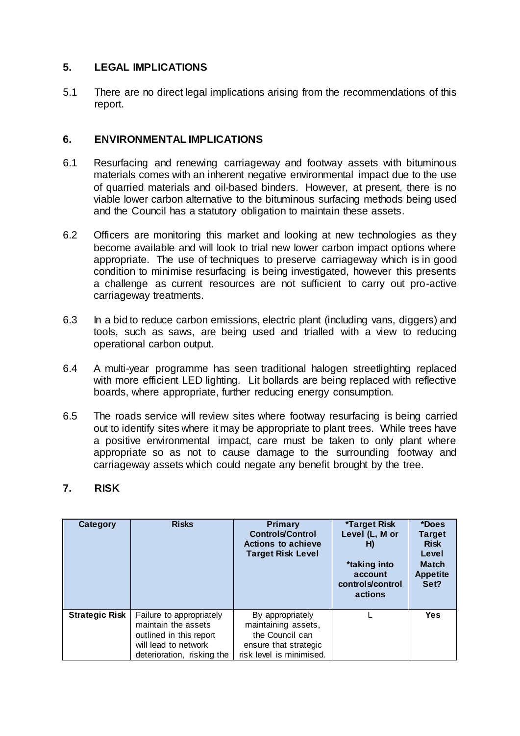## 5. LEGAL IMPLICATIONS

5.1 There are no direct legal implications arising from the recommendations of this report.

## 6. ENVIRONMENTAL IMPLICATIONS

6.1 Resurfacing and renewing carriageway and footway assets with bituminous materials comes with an inherent negative environmental impact due to the use of quarried materials and oil-based binders. However, at present, there is no viable lower carbon alternative to the bituminous surfacing methods being used and the Council has a statutory obligation to maintain these assets.

6.2 Officers are monitoring this market and looking at new technologies as they become available and will look to trial new lower carbon impact options where appropriate. The use of techniques to preserve carriageway which is in good condition to minimise resurfacing is being investigated, however this presents a challenge as current resources are not sufficient to carry out pro-active carriageway treatments.

6.3 In a bid to reduce carbon emissions, electric plant (including vans, diggers) and tools, such as saws, are being used and trialled with a view to reducing operational carbon output.

6.4 A multi-year programme has seen traditional halogen streetlighting replaced with more efficient LED lighting. Lit bollards are being replaced with reflective boards, where appropriate, further reducing energy consumption.

6.5 The roads service will review sites where footway resurfacing is being carried out to identify sites where it may be appropriate to plant trees. While trees have a positive environmental impact, care must be taken to only plant where appropriate so as not to cause damage to the surrounding footway and carriageway assets which could negate any benefit brought by the tree.

## 7. RISK

| Category | Risks | Primary Controls/Control Actions to achieve Target Risk Level | *Target Risk Level (L, M or H) *taking into account controls/control actions | *Does Target Risk Level Match Appetite Set? |
|---|---|---|---|---|
| **Strategic Risk** | Failure to appropriately maintain the assets outlined in this report will lead to network deterioration, risking the | By appropriately maintaining assets, the Council can ensure that strategic risk level is minimised. | L | **Yes** |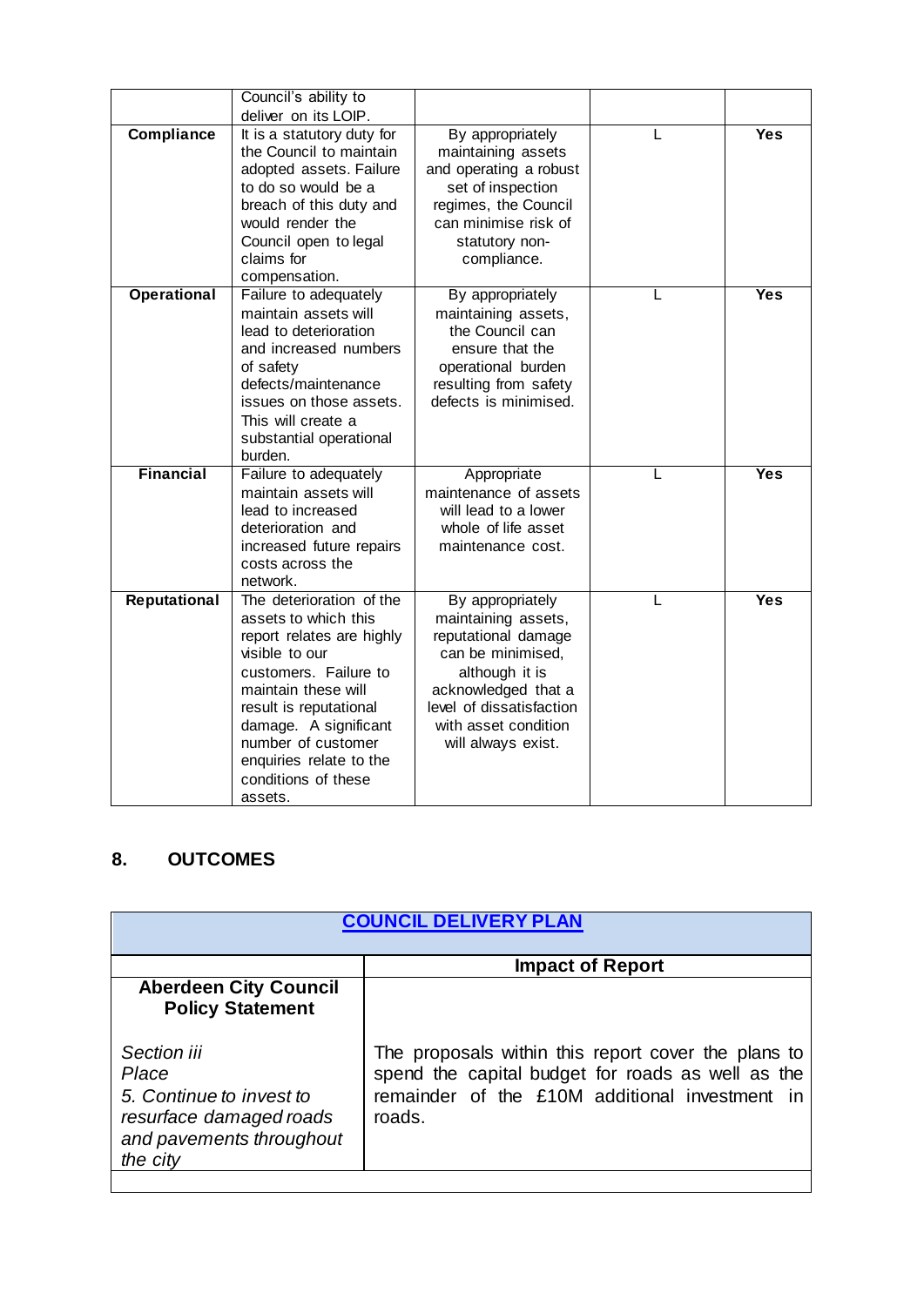|  | Council's ability to deliver on its LOIP. |  |  |  |
|---|---|---|---|---|
| **Compliance** | It is a statutory duty for the Council to maintain adopted assets. Failure to do so would be a breach of this duty and would render the Council open to legal claims for compensation. | By appropriately maintaining assets and operating a robust set of inspection regimes, the Council can minimise risk of statutory non-compliance. | L | **Yes** |
| **Operational** | Failure to adequately maintain assets will lead to deterioration and increased numbers of safety defects/maintenance issues on those assets. This will create a substantial operational burden. | By appropriately maintaining assets, the Council can ensure that the operational burden resulting from safety defects is minimised. | L | **Yes** |
| **Financial** | Failure to adequately maintain assets will lead to increased deterioration and increased future repairs costs across the network. | Appropriate maintenance of assets will lead to a lower whole of life asset maintenance cost. | L | **Yes** |
| **Reputational** | The deterioration of the assets to which this report relates are highly visible to our customers. Failure to maintain these will result is reputational damage. A significant number of customer enquiries relate to the conditions of these assets. | By appropriately maintaining assets, reputational damage can be minimised, although it is acknowledged that a level of dissatisfaction with asset condition will always exist. | L | **Yes** |

## 8. OUTCOMES

| COUNCIL DELIVERY PLAN | |
|---|---|
|  | **Impact of Report** |
| **Aberdeen City Council Policy Statement**<br><br>*Section iii*<br>*Place*<br>*5. Continue to invest to resurface damaged roads and pavements throughout the city* | The proposals within this report cover the plans to spend the capital budget for roads as well as the remainder of the £10M additional investment in roads. |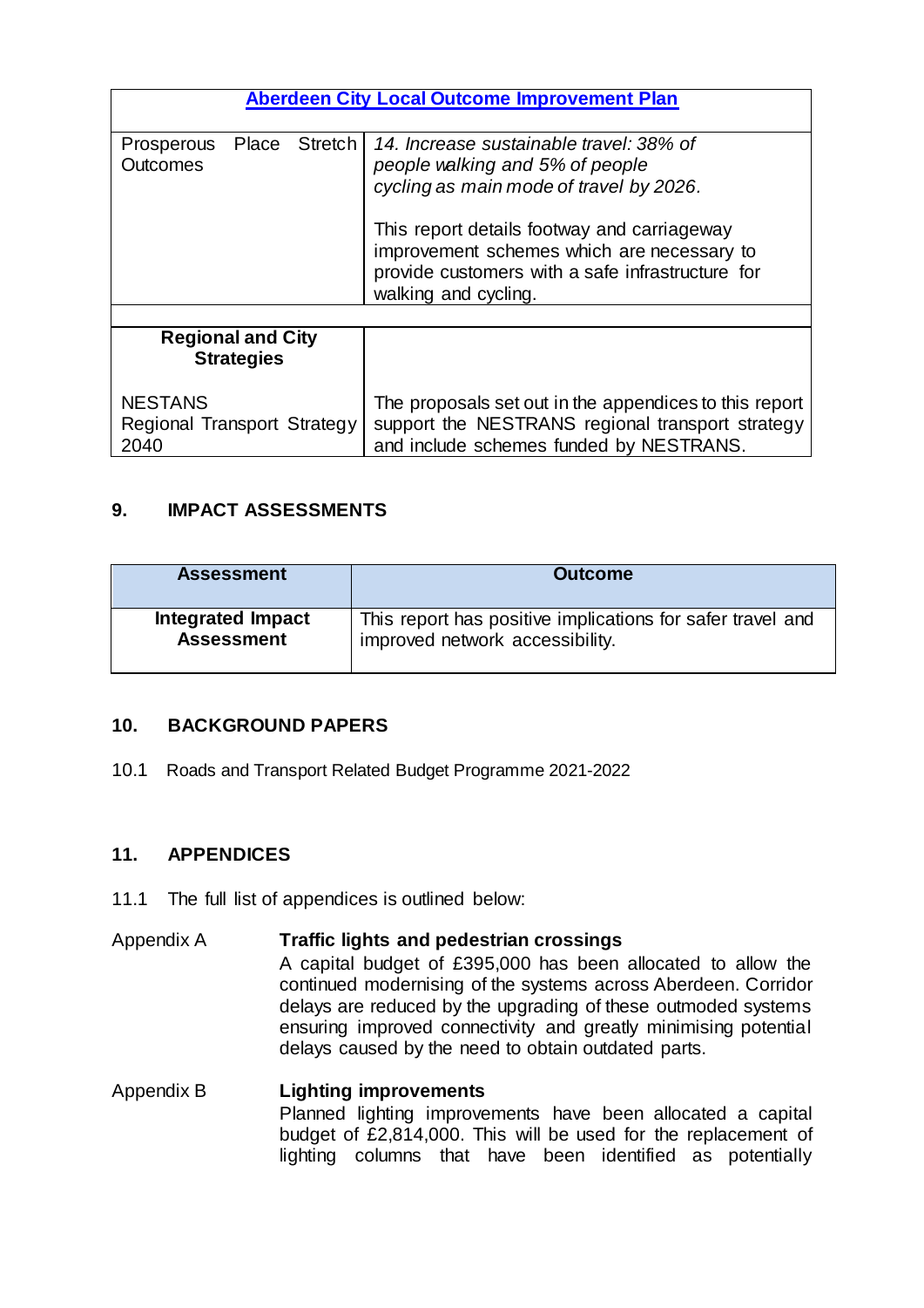| Aberdeen City Local Outcome Improvement Plan | |
|---|---|
| Prosperous Place Stretch Outcomes | *14. Increase sustainable travel: 38% of people walking and 5% of people cycling as main mode of travel by 2026.*<br><br>This report details footway and carriageway improvement schemes which are necessary to provide customers with a safe infrastructure for walking and cycling. |
| | |
| **Regional and City Strategies** | |
| NESTANS Regional Transport Strategy 2040 | The proposals set out in the appendices to this report support the NESTRANS regional transport strategy and include schemes funded by NESTRANS. |

## 9. IMPACT ASSESSMENTS

| Assessment | Outcome |
|---|---|
| **Integrated Impact Assessment** | This report has positive implications for safer travel and improved network accessibility. |

## 10. BACKGROUND PAPERS

10.1 Roads and Transport Related Budget Programme 2021-2022

## 11. APPENDICES

11.1 The full list of appendices is outlined below:

Appendix A **Traffic lights and pedestrian crossings**
A capital budget of £395,000 has been allocated to allow the continued modernising of the systems across Aberdeen. Corridor delays are reduced by the upgrading of these outmoded systems ensuring improved connectivity and greatly minimising potential delays caused by the need to obtain outdated parts.

Appendix B **Lighting improvements**
Planned lighting improvements have been allocated a capital budget of £2,814,000. This will be used for the replacement of lighting columns that have been identified as potentially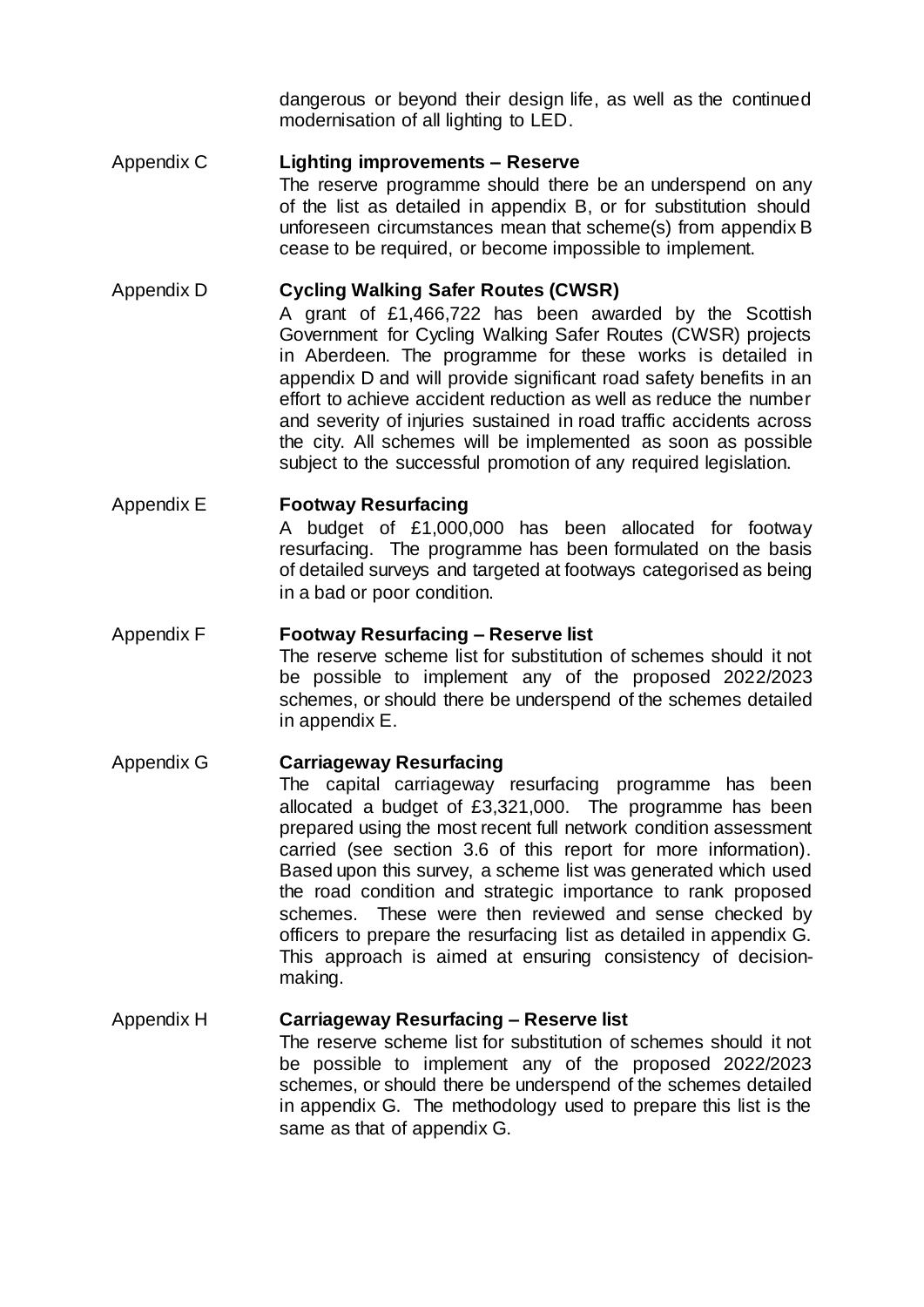dangerous or beyond their design life, as well as the continued modernisation of all lighting to LED.

Appendix C **Lighting improvements – Reserve**

The reserve programme should there be an underspend on any of the list as detailed in appendix B, or for substitution should unforeseen circumstances mean that scheme(s) from appendix B cease to be required, or become impossible to implement.

Appendix D **Cycling Walking Safer Routes (CWSR)**

A grant of £1,466,722 has been awarded by the Scottish Government for Cycling Walking Safer Routes (CWSR) projects in Aberdeen. The programme for these works is detailed in appendix D and will provide significant road safety benefits in an effort to achieve accident reduction as well as reduce the number and severity of injuries sustained in road traffic accidents across the city. All schemes will be implemented as soon as possible subject to the successful promotion of any required legislation.

Appendix E **Footway Resurfacing**

A budget of £1,000,000 has been allocated for footway resurfacing. The programme has been formulated on the basis of detailed surveys and targeted at footways categorised as being in a bad or poor condition.

Appendix F **Footway Resurfacing – Reserve list**

The reserve scheme list for substitution of schemes should it not be possible to implement any of the proposed 2022/2023 schemes, or should there be underspend of the schemes detailed in appendix E.

Appendix G **Carriageway Resurfacing**

The capital carriageway resurfacing programme has been allocated a budget of £3,321,000. The programme has been prepared using the most recent full network condition assessment carried (see section 3.6 of this report for more information). Based upon this survey, a scheme list was generated which used the road condition and strategic importance to rank proposed schemes. These were then reviewed and sense checked by officers to prepare the resurfacing list as detailed in appendix G. This approach is aimed at ensuring consistency of decision-making.

Appendix H **Carriageway Resurfacing – Reserve list**

The reserve scheme list for substitution of schemes should it not be possible to implement any of the proposed 2022/2023 schemes, or should there be underspend of the schemes detailed in appendix G. The methodology used to prepare this list is the same as that of appendix G.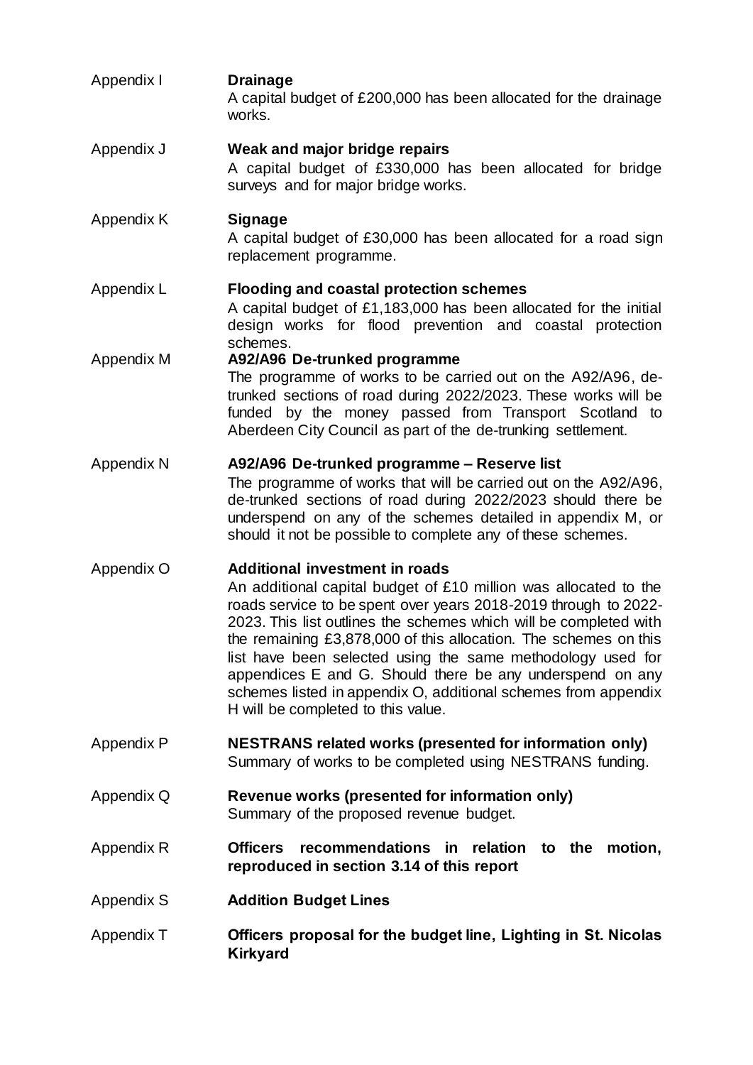Appendix I **Drainage**
A capital budget of £200,000 has been allocated for the drainage works.

Appendix J **Weak and major bridge repairs**
A capital budget of £330,000 has been allocated for bridge surveys and for major bridge works.

Appendix K **Signage**
A capital budget of £30,000 has been allocated for a road sign replacement programme.

Appendix L **Flooding and coastal protection schemes**
A capital budget of £1,183,000 has been allocated for the initial design works for flood prevention and coastal protection schemes.

Appendix M **A92/A96 De-trunked programme**
The programme of works to be carried out on the A92/A96, de-trunked sections of road during 2022/2023. These works will be funded by the money passed from Transport Scotland to Aberdeen City Council as part of the de-trunking settlement.

Appendix N **A92/A96 De-trunked programme – Reserve list**
The programme of works that will be carried out on the A92/A96, de-trunked sections of road during 2022/2023 should there be underspend on any of the schemes detailed in appendix M, or should it not be possible to complete any of these schemes.

Appendix O **Additional investment in roads**
An additional capital budget of £10 million was allocated to the roads service to be spent over years 2018-2019 through to 2022-2023. This list outlines the schemes which will be completed with the remaining £3,878,000 of this allocation. The schemes on this list have been selected using the same methodology used for appendices E and G. Should there be any underspend on any schemes listed in appendix O, additional schemes from appendix H will be completed to this value.

Appendix P **NESTRANS related works (presented for information only)**
Summary of works to be completed using NESTRANS funding.

Appendix Q **Revenue works (presented for information only)**
Summary of the proposed revenue budget.

Appendix R **Officers recommendations in relation to the motion, reproduced in section 3.14 of this report**

Appendix S **Addition Budget Lines**

Appendix T **Officers proposal for the budget line, Lighting in St. Nicolas Kirkyard**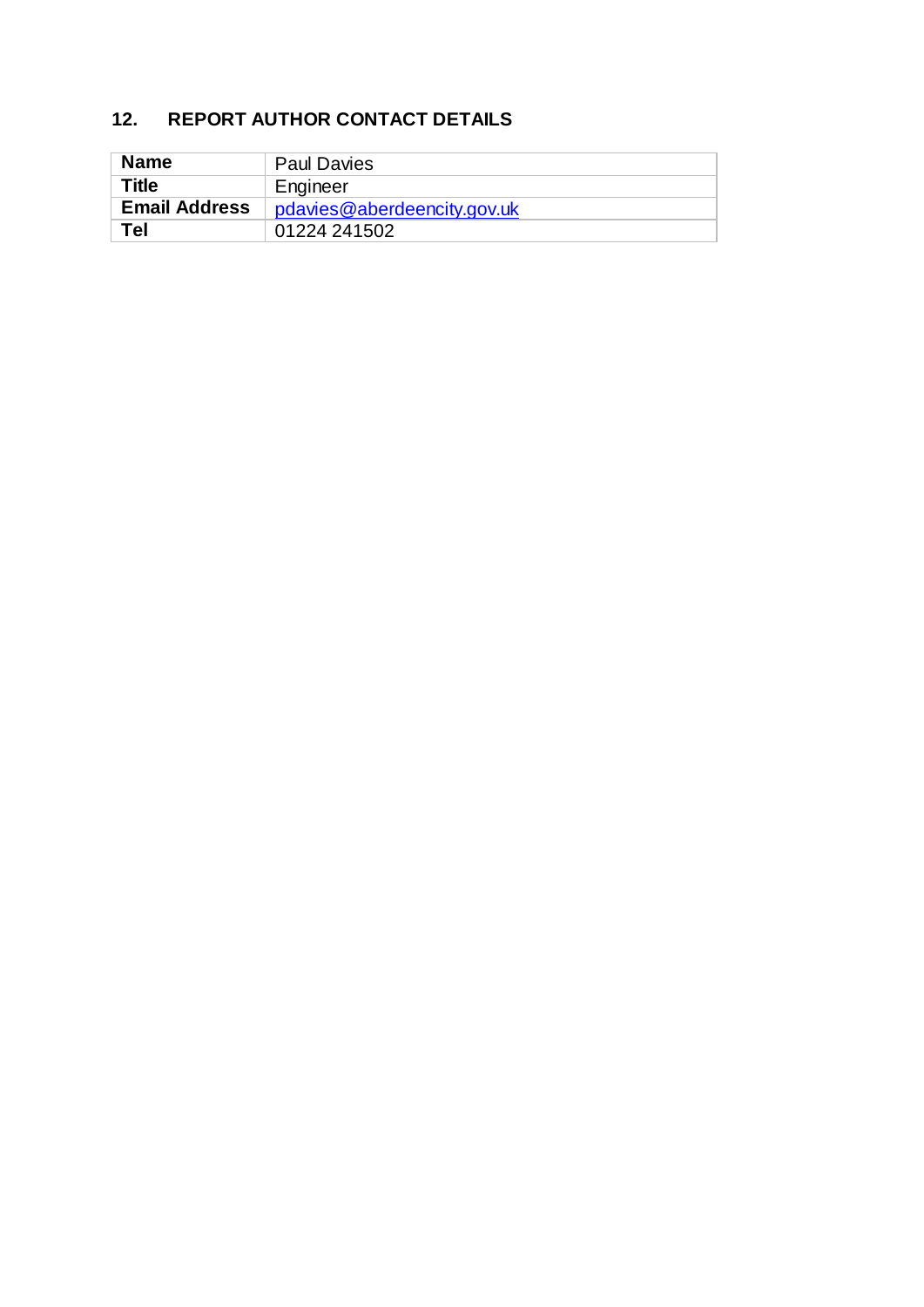## 12. REPORT AUTHOR CONTACT DETAILS

| | |
|---|---|
| **Name** | Paul Davies |
| **Title** | Engineer |
| **Email Address** | pdavies@aberdeencity.gov.uk |
| **Tel** | 01224 241502 |